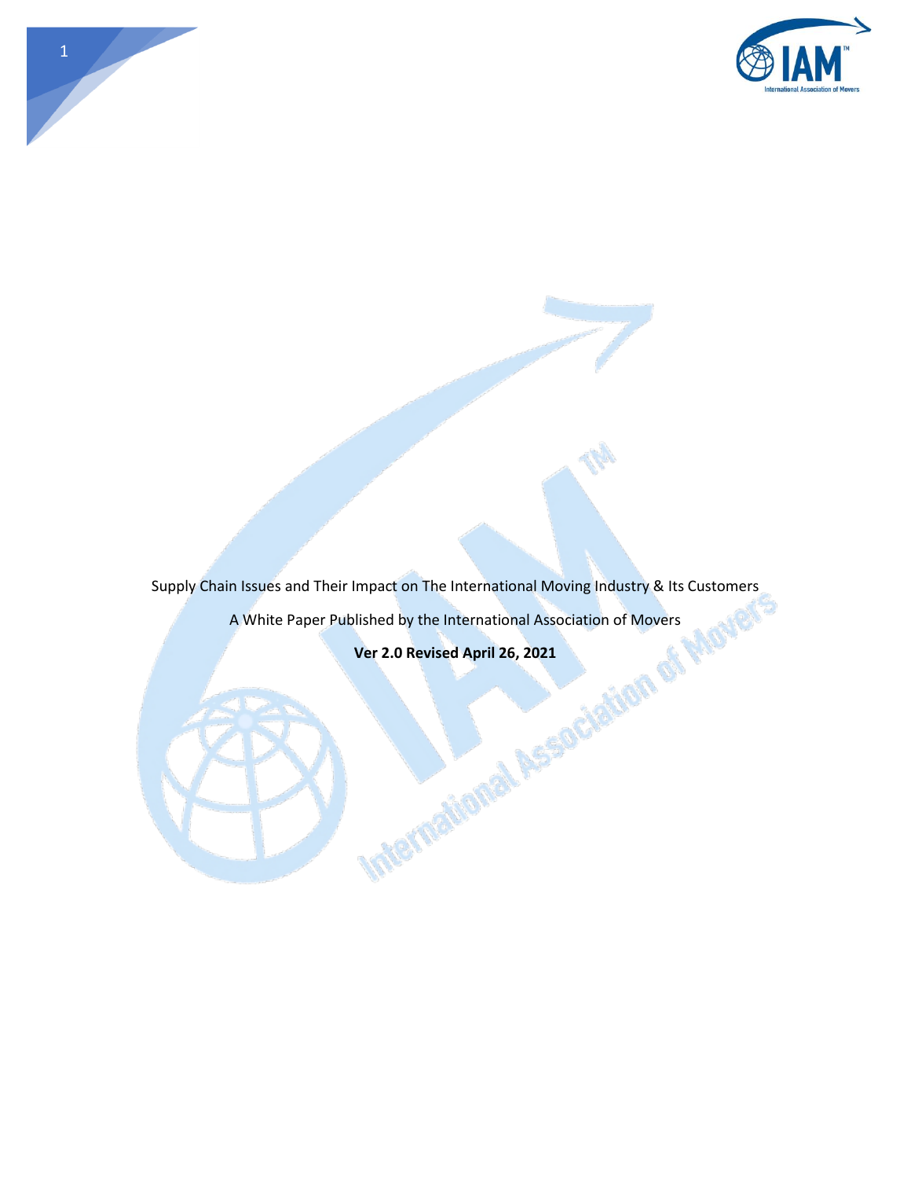Supply Chain Issues and Their Impact on The International Moving Industry & Its Customers

A White Paper Published by the International Association of Movers

**Ver 2.0 Revised April 26, 2021**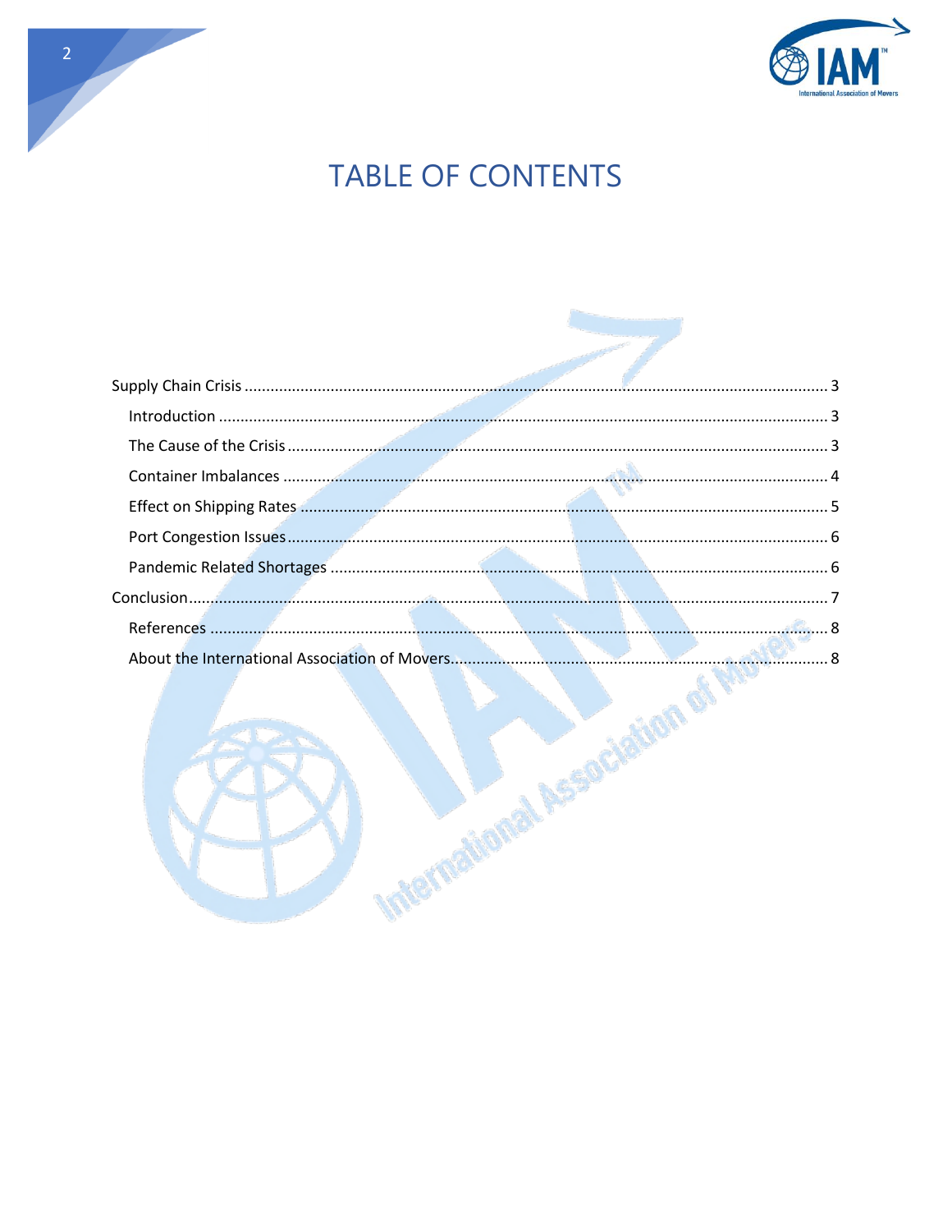# TABLE OF CONTENTS

Supply Chain Crisis ..................................................... 3

- Introduction ..................................................... 3
- The Cause of the Crisis ..................................................... 3
- Container Imbalances ..................................................... 4
- Effect on Shipping Rates ..................................................... 5
- Port Congestion Issues ..................................................... 6
- Pandemic Related Shortages ..................................................... 6

Conclusion ..................................................... 7

- References ..................................................... 8
- About the International Association of Movers ..................................................... 8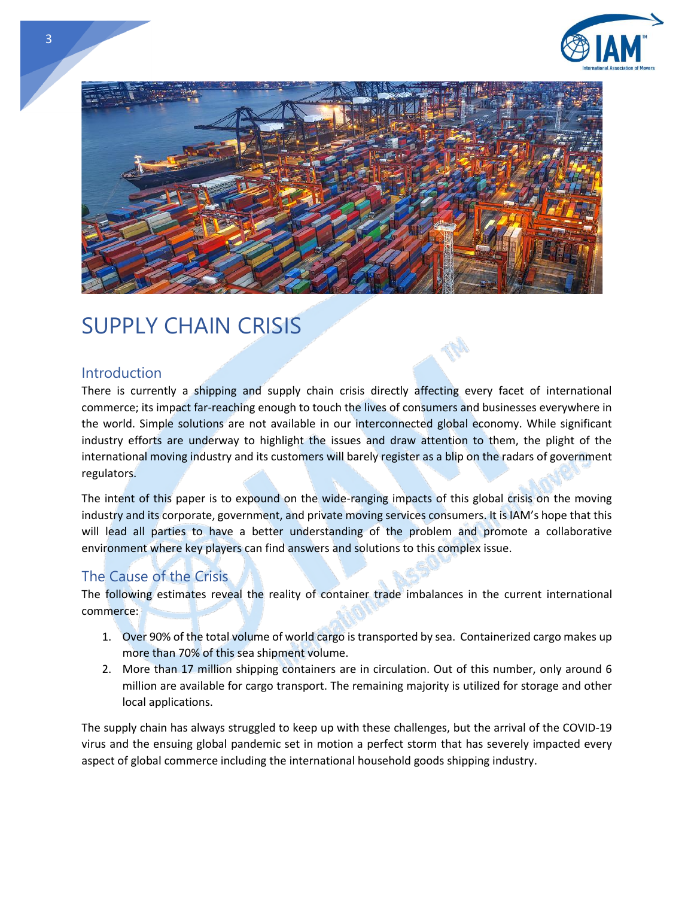# SUPPLY CHAIN CRISIS

## Introduction

There is currently a shipping and supply chain crisis directly affecting every facet of international commerce; its impact far-reaching enough to touch the lives of consumers and businesses everywhere in the world. Simple solutions are not available in our interconnected global economy. While significant industry efforts are underway to highlight the issues and draw attention to them, the plight of the international moving industry and its customers will barely register as a blip on the radars of government regulators.

The intent of this paper is to expound on the wide-ranging impacts of this global crisis on the moving industry and its corporate, government, and private moving services consumers. It is IAM's hope that this will lead all parties to have a better understanding of the problem and promote a collaborative environment where key players can find answers and solutions to this complex issue.

## The Cause of the Crisis

The following estimates reveal the reality of container trade imbalances in the current international commerce:

1. Over 90% of the total volume of world cargo is transported by sea. Containerized cargo makes up more than 70% of this sea shipment volume.
2. More than 17 million shipping containers are in circulation. Out of this number, only around 6 million are available for cargo transport. The remaining majority is utilized for storage and other local applications.

The supply chain has always struggled to keep up with these challenges, but the arrival of the COVID-19 virus and the ensuing global pandemic set in motion a perfect storm that has severely impacted every aspect of global commerce including the international household goods shipping industry.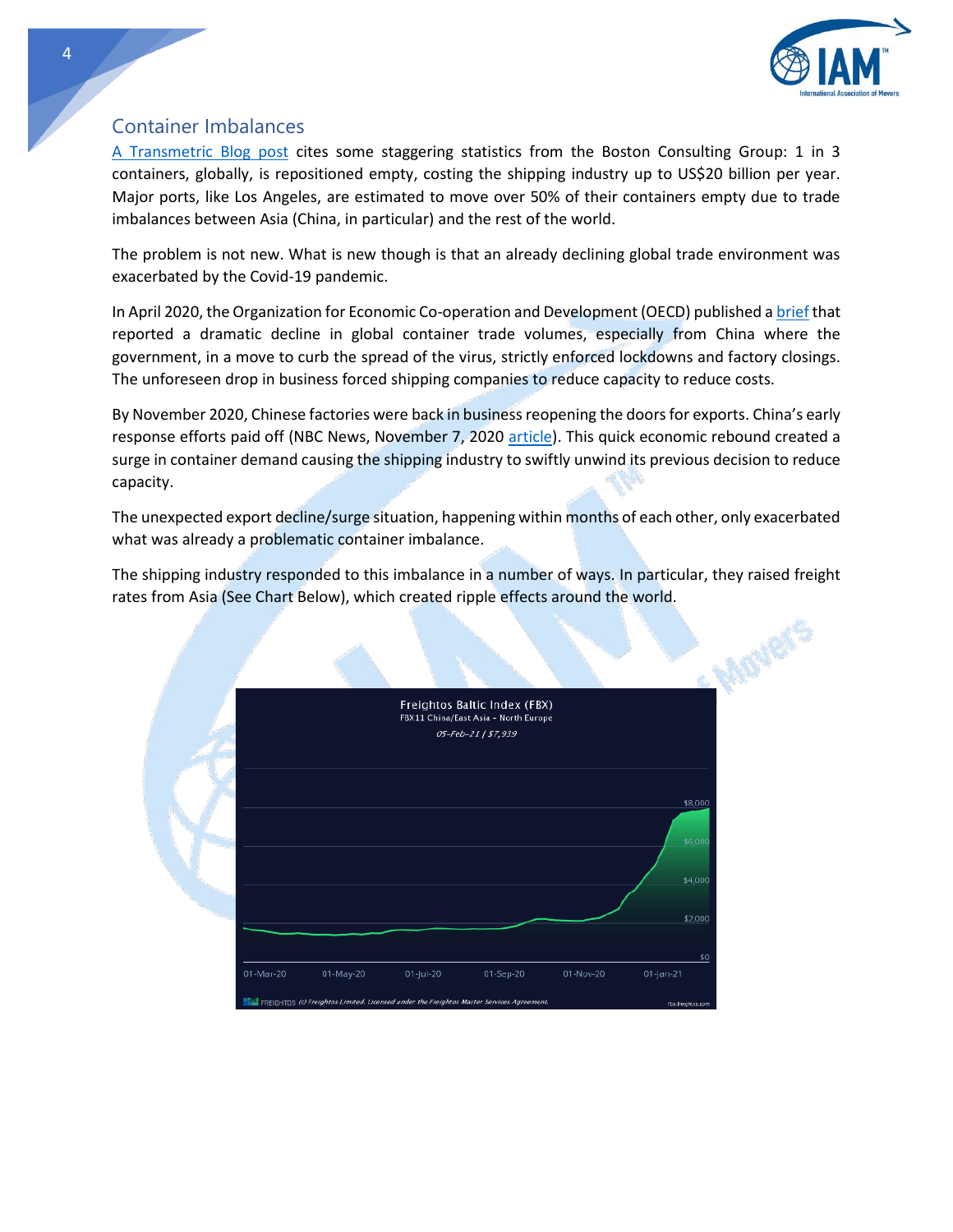## Container Imbalances

A Transmetric Blog post cites some staggering statistics from the Boston Consulting Group: 1 in 3 containers, globally, is repositioned empty, costing the shipping industry up to US$20 billion per year. Major ports, like Los Angeles, are estimated to move over 50% of their containers empty due to trade imbalances between Asia (China, in particular) and the rest of the world.

The problem is not new. What is new though is that an already declining global trade environment was exacerbated by the Covid-19 pandemic.

In April 2020, the Organization for Economic Co-operation and Development (OECD) published a brief that reported a dramatic decline in global container trade volumes, especially from China where the government, in a move to curb the spread of the virus, strictly enforced lockdowns and factory closings. The unforeseen drop in business forced shipping companies to reduce capacity to reduce costs.

By November 2020, Chinese factories were back in business reopening the doors for exports. China's early response efforts paid off (NBC News, November 7, 2020 article). This quick economic rebound created a surge in container demand causing the shipping industry to swiftly unwind its previous decision to reduce capacity.

The unexpected export decline/surge situation, happening within months of each other, only exacerbated what was already a problematic container imbalance.

The shipping industry responded to this imbalance in a number of ways. In particular, they raised freight rates from Asia (See Chart Below), which created ripple effects around the world.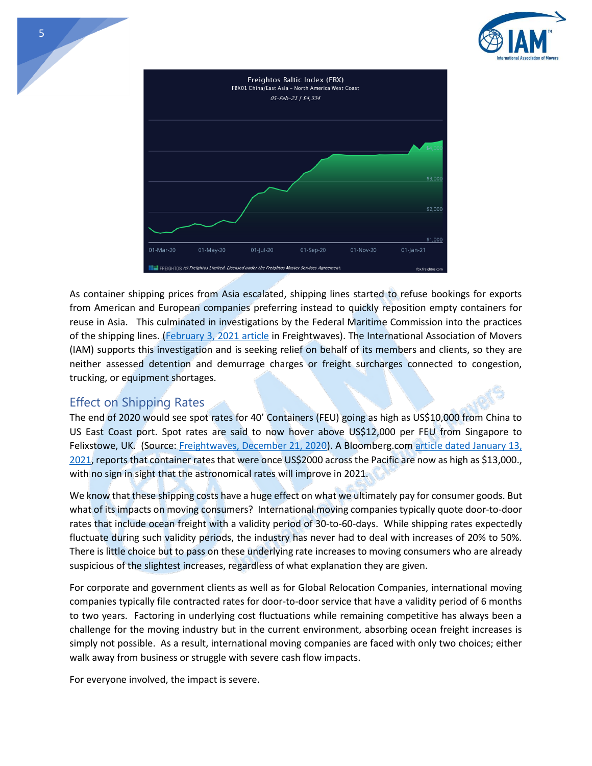As container shipping prices from Asia escalated, shipping lines started to refuse bookings for exports from American and European companies preferring instead to quickly reposition empty containers for reuse in Asia. This culminated in investigations by the Federal Maritime Commission into the practices of the shipping lines. ([February 3, 2021 article](#) in Freightwaves). The International Association of Movers (IAM) supports this investigation and is seeking relief on behalf of its members and clients, so they are neither assessed detention and demurrage charges or freight surcharges connected to congestion, trucking, or equipment shortages.

## Effect on Shipping Rates

The end of 2020 would see spot rates for 40' Containers (FEU) going as high as US$10,000 from China to US East Coast port. Spot rates are said to now hover above US$12,000 per FEU from Singapore to Felixstowe, UK. (Source: [Freightwaves, December 21, 2020](#)). A Bloomberg.com [article dated January 13, 2021](#), reports that container rates that were once US$2000 across the Pacific are now as high as $13,000., with no sign in sight that the astronomical rates will improve in 2021.

We know that these shipping costs have a huge effect on what we ultimately pay for consumer goods. But what of its impacts on moving consumers? International moving companies typically quote door-to-door rates that include ocean freight with a validity period of 30-to-60-days. While shipping rates expectedly fluctuate during such validity periods, the industry has never had to deal with increases of 20% to 50%. There is little choice but to pass on these underlying rate increases to moving consumers who are already suspicious of the slightest increases, regardless of what explanation they are given.

For corporate and government clients as well as for Global Relocation Companies, international moving companies typically file contracted rates for door-to-door service that have a validity period of 6 months to two years. Factoring in underlying cost fluctuations while remaining competitive has always been a challenge for the moving industry but in the current environment, absorbing ocean freight increases is simply not possible. As a result, international moving companies are faced with only two choices; either walk away from business or struggle with severe cash flow impacts.

For everyone involved, the impact is severe.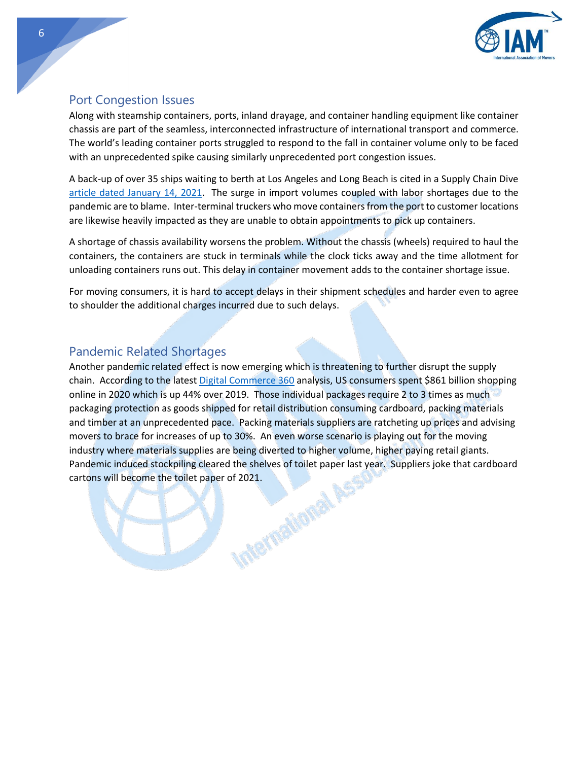## Port Congestion Issues

Along with steamship containers, ports, inland drayage, and container handling equipment like container chassis are part of the seamless, interconnected infrastructure of international transport and commerce. The world's leading container ports struggled to respond to the fall in container volume only to be faced with an unprecedented spike causing similarly unprecedented port congestion issues.

A back-up of over 35 ships waiting to berth at Los Angeles and Long Beach is cited in a Supply Chain Dive article dated January 14, 2021. The surge in import volumes coupled with labor shortages due to the pandemic are to blame. Inter-terminal truckers who move containers from the port to customer locations are likewise heavily impacted as they are unable to obtain appointments to pick up containers.

A shortage of chassis availability worsens the problem. Without the chassis (wheels) required to haul the containers, the containers are stuck in terminals while the clock ticks away and the time allotment for unloading containers runs out. This delay in container movement adds to the container shortage issue.

For moving consumers, it is hard to accept delays in their shipment schedules and harder even to agree to shoulder the additional charges incurred due to such delays.

## Pandemic Related Shortages

Another pandemic related effect is now emerging which is threatening to further disrupt the supply chain. According to the latest Digital Commerce 360 analysis, US consumers spent $861 billion shopping online in 2020 which is up 44% over 2019. Those individual packages require 2 to 3 times as much packaging protection as goods shipped for retail distribution consuming cardboard, packing materials and timber at an unprecedented pace. Packing materials suppliers are ratcheting up prices and advising movers to brace for increases of up to 30%. An even worse scenario is playing out for the moving industry where materials supplies are being diverted to higher volume, higher paying retail giants. Pandemic induced stockpiling cleared the shelves of toilet paper last year. Suppliers joke that cardboard cartons will become the toilet paper of 2021.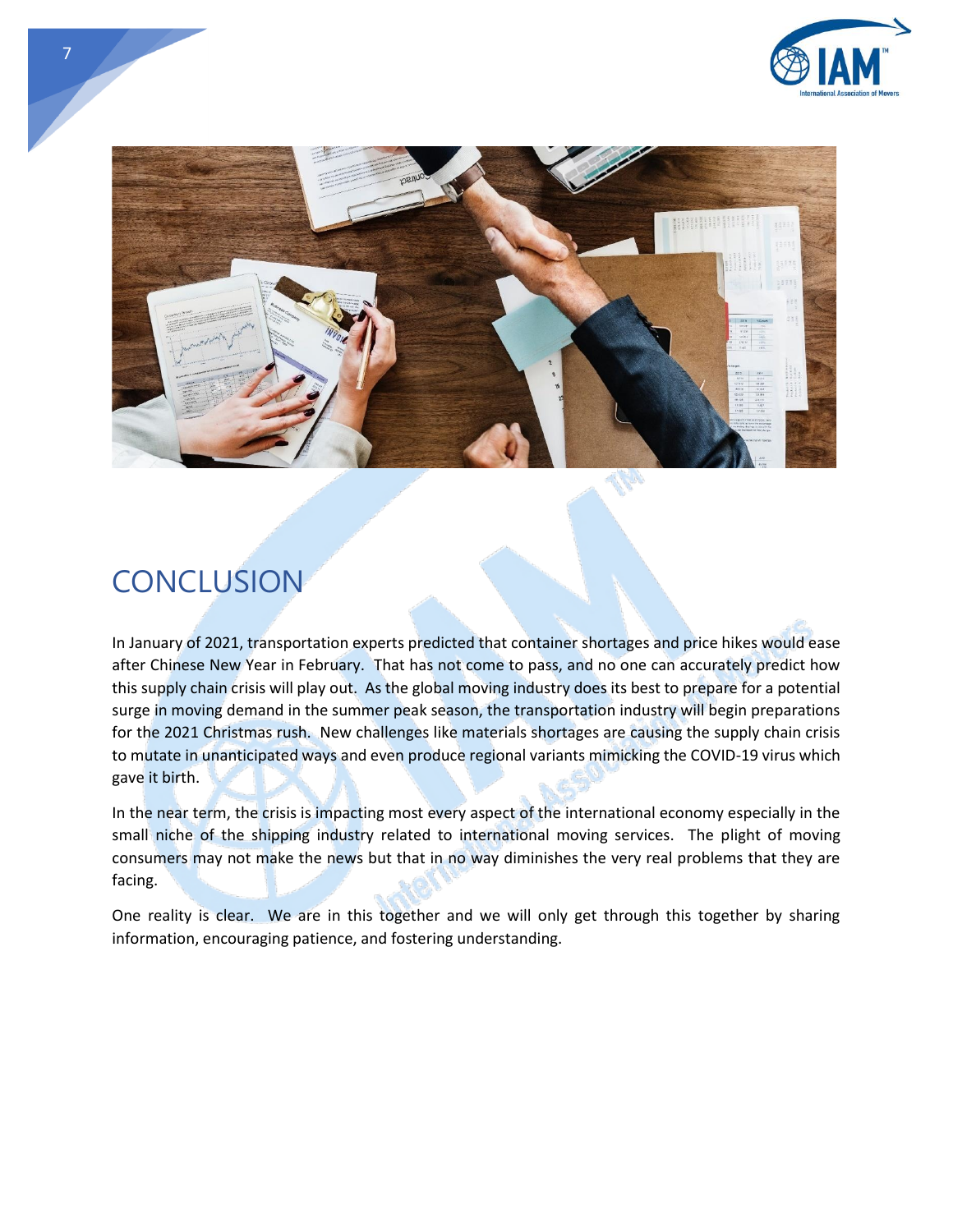# CONCLUSION

In January of 2021, transportation experts predicted that container shortages and price hikes would ease after Chinese New Year in February. That has not come to pass, and no one can accurately predict how this supply chain crisis will play out. As the global moving industry does its best to prepare for a potential surge in moving demand in the summer peak season, the transportation industry will begin preparations for the 2021 Christmas rush. New challenges like materials shortages are causing the supply chain crisis to mutate in unanticipated ways and even produce regional variants mimicking the COVID-19 virus which gave it birth.

In the near term, the crisis is impacting most every aspect of the international economy especially in the small niche of the shipping industry related to international moving services. The plight of moving consumers may not make the news but that in no way diminishes the very real problems that they are facing.

One reality is clear. We are in this together and we will only get through this together by sharing information, encouraging patience, and fostering understanding.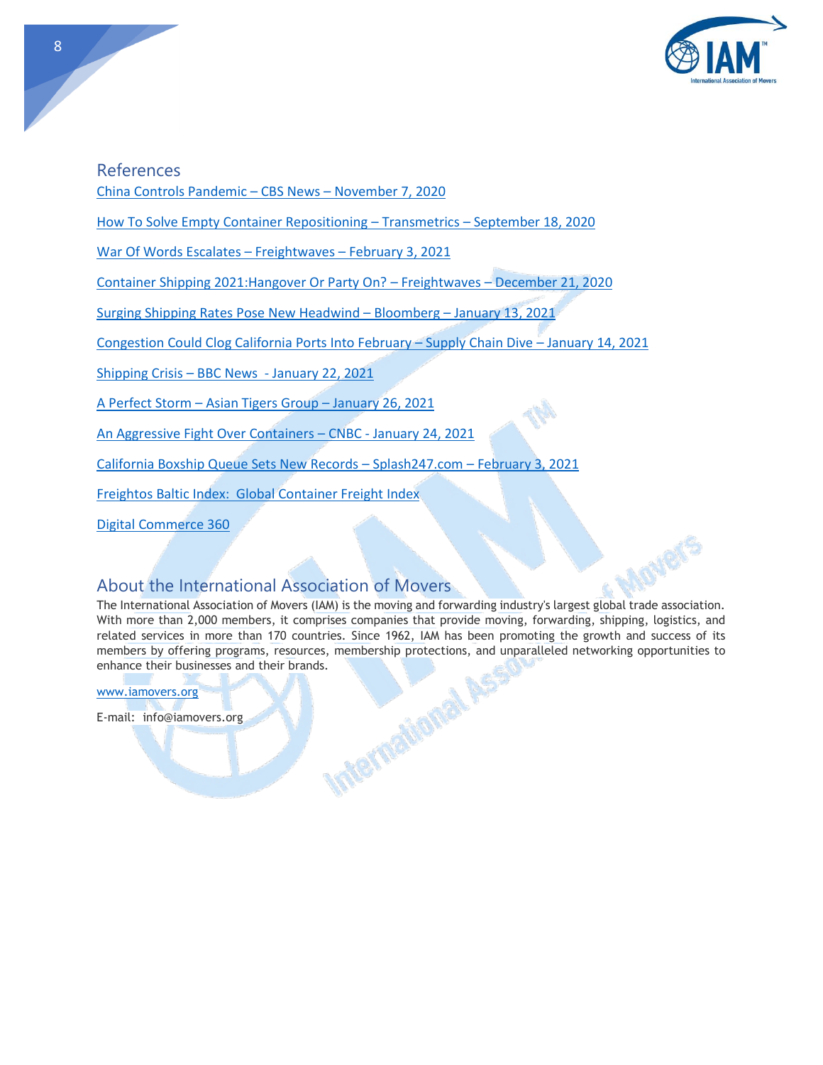## References

China Controls Pandemic – CBS News – November 7, 2020

How To Solve Empty Container Repositioning – Transmetrics – September 18, 2020

War Of Words Escalates – Freightwaves – February 3, 2021

Container Shipping 2021:Hangover Or Party On? – Freightwaves – December 21, 2020

Surging Shipping Rates Pose New Headwind – Bloomberg – January 13, 2021

Congestion Could Clog California Ports Into February – Supply Chain Dive – January 14, 2021

Shipping Crisis – BBC News - January 22, 2021

A Perfect Storm – Asian Tigers Group – January 26, 2021

An Aggressive Fight Over Containers – CNBC - January 24, 2021

California Boxship Queue Sets New Records – Splash247.com – February 3, 2021

Freightos Baltic Index: Global Container Freight Index

Digital Commerce 360

## About the International Association of Movers

The International Association of Movers (IAM) is the moving and forwarding industry's largest global trade association. With more than 2,000 members, it comprises companies that provide moving, forwarding, shipping, logistics, and related services in more than 170 countries. Since 1962, IAM has been promoting the growth and success of its members by offering programs, resources, membership protections, and unparalleled networking opportunities to enhance their businesses and their brands.

www.iamovers.org

E-mail: info@iamovers.org